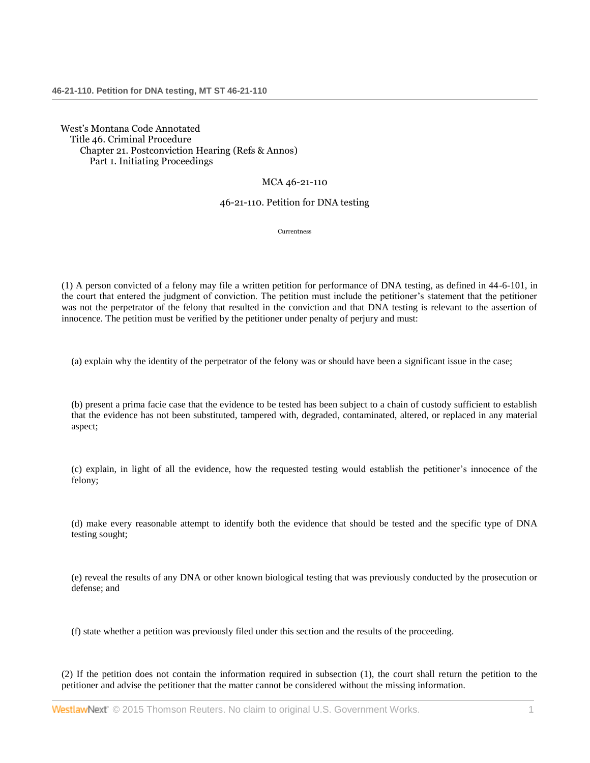West's Montana Code Annotated
Title 46. Criminal Procedure
Chapter 21. Postconviction Hearing (Refs & Annos)
Part 1. Initiating Proceedings

MCA 46-21-110

# 46-21-110. Petition for DNA testing

Currentness

(1) A person convicted of a felony may file a written petition for performance of DNA testing, as defined in 44-6-101, in the court that entered the judgment of conviction. The petition must include the petitioner's statement that the petitioner was not the perpetrator of the felony that resulted in the conviction and that DNA testing is relevant to the assertion of innocence. The petition must be verified by the petitioner under penalty of perjury and must:

(a) explain why the identity of the perpetrator of the felony was or should have been a significant issue in the case;

(b) present a prima facie case that the evidence to be tested has been subject to a chain of custody sufficient to establish that the evidence has not been substituted, tampered with, degraded, contaminated, altered, or replaced in any material aspect;

(c) explain, in light of all the evidence, how the requested testing would establish the petitioner's innocence of the felony;

(d) make every reasonable attempt to identify both the evidence that should be tested and the specific type of DNA testing sought;

(e) reveal the results of any DNA or other known biological testing that was previously conducted by the prosecution or defense; and

(f) state whether a petition was previously filed under this section and the results of the proceeding.

(2) If the petition does not contain the information required in subsection (1), the court shall return the petition to the petitioner and advise the petitioner that the matter cannot be considered without the missing information.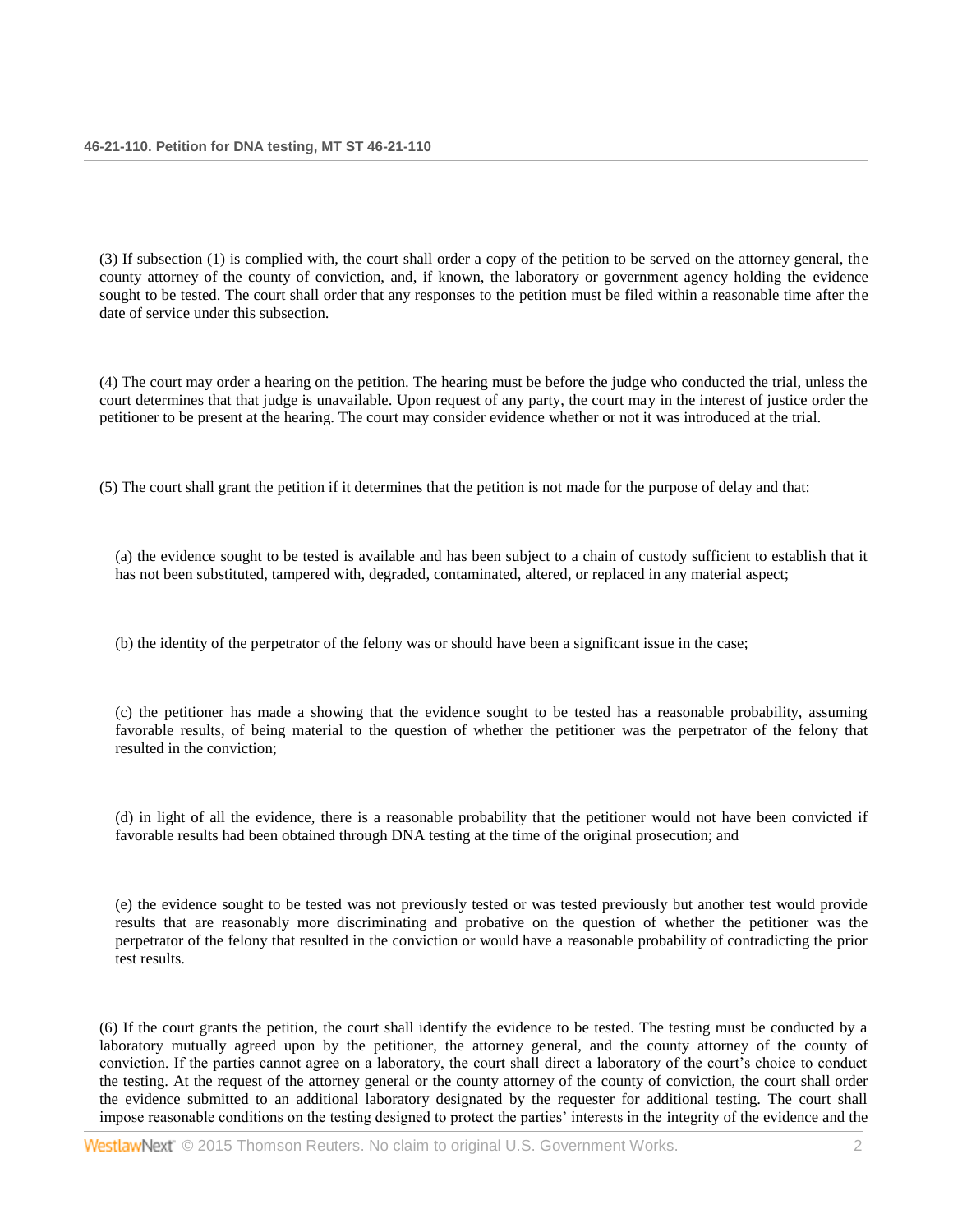(3) If subsection (1) is complied with, the court shall order a copy of the petition to be served on the attorney general, the county attorney of the county of conviction, and, if known, the laboratory or government agency holding the evidence sought to be tested. The court shall order that any responses to the petition must be filed within a reasonable time after the date of service under this subsection.

(4) The court may order a hearing on the petition. The hearing must be before the judge who conducted the trial, unless the court determines that that judge is unavailable. Upon request of any party, the court may in the interest of justice order the petitioner to be present at the hearing. The court may consider evidence whether or not it was introduced at the trial.

(5) The court shall grant the petition if it determines that the petition is not made for the purpose of delay and that:

(a) the evidence sought to be tested is available and has been subject to a chain of custody sufficient to establish that it has not been substituted, tampered with, degraded, contaminated, altered, or replaced in any material aspect;

(b) the identity of the perpetrator of the felony was or should have been a significant issue in the case;

(c) the petitioner has made a showing that the evidence sought to be tested has a reasonable probability, assuming favorable results, of being material to the question of whether the petitioner was the perpetrator of the felony that resulted in the conviction;

(d) in light of all the evidence, there is a reasonable probability that the petitioner would not have been convicted if favorable results had been obtained through DNA testing at the time of the original prosecution; and

(e) the evidence sought to be tested was not previously tested or was tested previously but another test would provide results that are reasonably more discriminating and probative on the question of whether the petitioner was the perpetrator of the felony that resulted in the conviction or would have a reasonable probability of contradicting the prior test results.

(6) If the court grants the petition, the court shall identify the evidence to be tested. The testing must be conducted by a laboratory mutually agreed upon by the petitioner, the attorney general, and the county attorney of the county of conviction. If the parties cannot agree on a laboratory, the court shall direct a laboratory of the court's choice to conduct the testing. At the request of the attorney general or the county attorney of the county of conviction, the court shall order the evidence submitted to an additional laboratory designated by the requester for additional testing. The court shall impose reasonable conditions on the testing designed to protect the parties' interests in the integrity of the evidence and the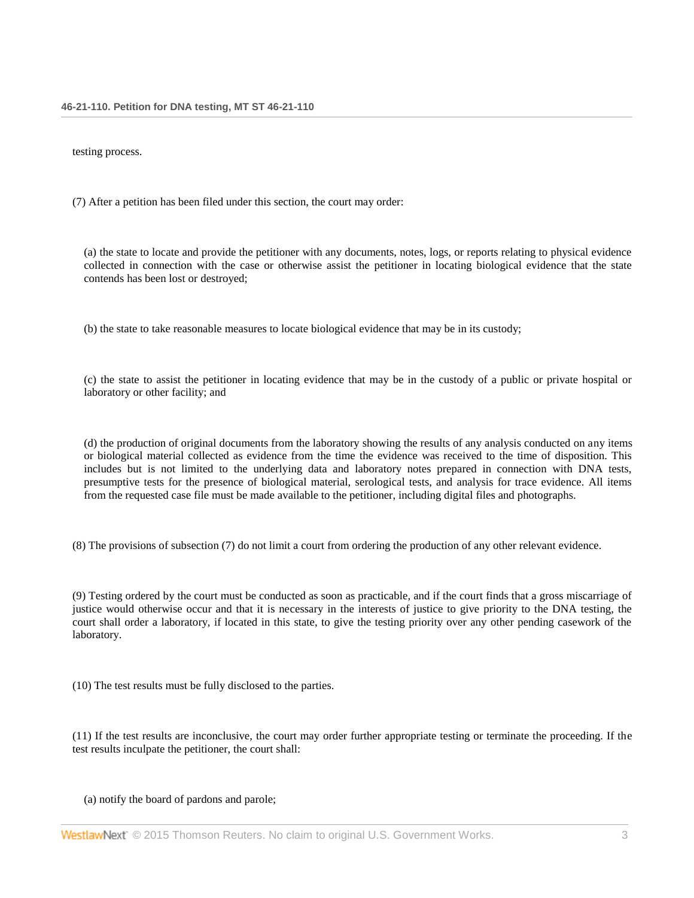testing process.

(7) After a petition has been filed under this section, the court may order:

(a) the state to locate and provide the petitioner with any documents, notes, logs, or reports relating to physical evidence collected in connection with the case or otherwise assist the petitioner in locating biological evidence that the state contends has been lost or destroyed;

(b) the state to take reasonable measures to locate biological evidence that may be in its custody;

(c) the state to assist the petitioner in locating evidence that may be in the custody of a public or private hospital or laboratory or other facility; and

(d) the production of original documents from the laboratory showing the results of any analysis conducted on any items or biological material collected as evidence from the time the evidence was received to the time of disposition. This includes but is not limited to the underlying data and laboratory notes prepared in connection with DNA tests, presumptive tests for the presence of biological material, serological tests, and analysis for trace evidence. All items from the requested case file must be made available to the petitioner, including digital files and photographs.

(8) The provisions of subsection (7) do not limit a court from ordering the production of any other relevant evidence.

(9) Testing ordered by the court must be conducted as soon as practicable, and if the court finds that a gross miscarriage of justice would otherwise occur and that it is necessary in the interests of justice to give priority to the DNA testing, the court shall order a laboratory, if located in this state, to give the testing priority over any other pending casework of the laboratory.

(10) The test results must be fully disclosed to the parties.

(11) If the test results are inconclusive, the court may order further appropriate testing or terminate the proceeding. If the test results inculpate the petitioner, the court shall:

(a) notify the board of pardons and parole;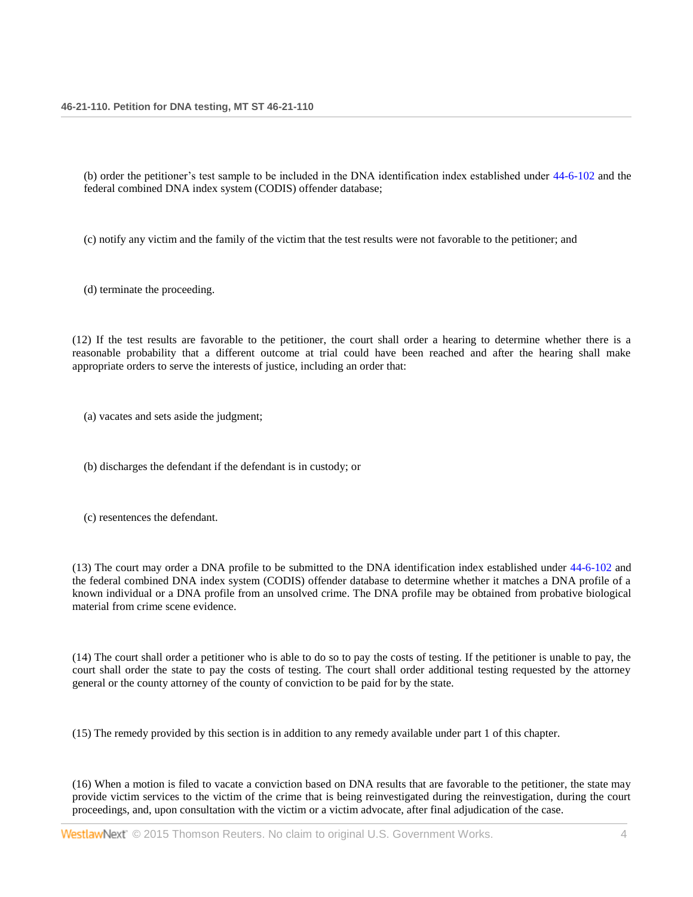(b) order the petitioner's test sample to be included in the DNA identification index established under 44-6-102 and the federal combined DNA index system (CODIS) offender database;

(c) notify any victim and the family of the victim that the test results were not favorable to the petitioner; and

(d) terminate the proceeding.

(12) If the test results are favorable to the petitioner, the court shall order a hearing to determine whether there is a reasonable probability that a different outcome at trial could have been reached and after the hearing shall make appropriate orders to serve the interests of justice, including an order that:

(a) vacates and sets aside the judgment;

(b) discharges the defendant if the defendant is in custody; or

(c) resentences the defendant.

(13) The court may order a DNA profile to be submitted to the DNA identification index established under 44-6-102 and the federal combined DNA index system (CODIS) offender database to determine whether it matches a DNA profile of a known individual or a DNA profile from an unsolved crime. The DNA profile may be obtained from probative biological material from crime scene evidence.

(14) The court shall order a petitioner who is able to do so to pay the costs of testing. If the petitioner is unable to pay, the court shall order the state to pay the costs of testing. The court shall order additional testing requested by the attorney general or the county attorney of the county of conviction to be paid for by the state.

(15) The remedy provided by this section is in addition to any remedy available under part 1 of this chapter.

(16) When a motion is filed to vacate a conviction based on DNA results that are favorable to the petitioner, the state may provide victim services to the victim of the crime that is being reinvestigated during the reinvestigation, during the court proceedings, and, upon consultation with the victim or a victim advocate, after final adjudication of the case.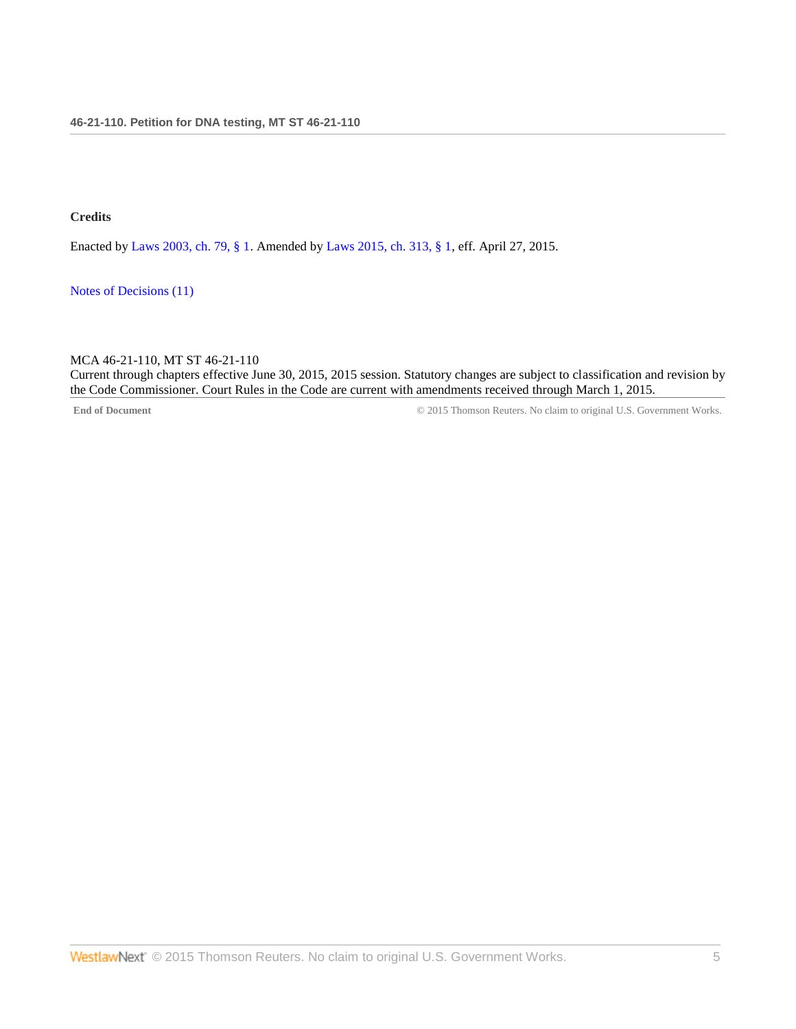**Credits**

Enacted by Laws 2003, ch. 79, § 1. Amended by Laws 2015, ch. 313, § 1, eff. April 27, 2015.

Notes of Decisions (11)

MCA 46-21-110, MT ST 46-21-110
Current through chapters effective June 30, 2015, 2015 session. Statutory changes are subject to classification and revision by the Code Commissioner. Court Rules in the Code are current with amendments received through March 1, 2015.

**End of Document** © 2015 Thomson Reuters. No claim to original U.S. Government Works.